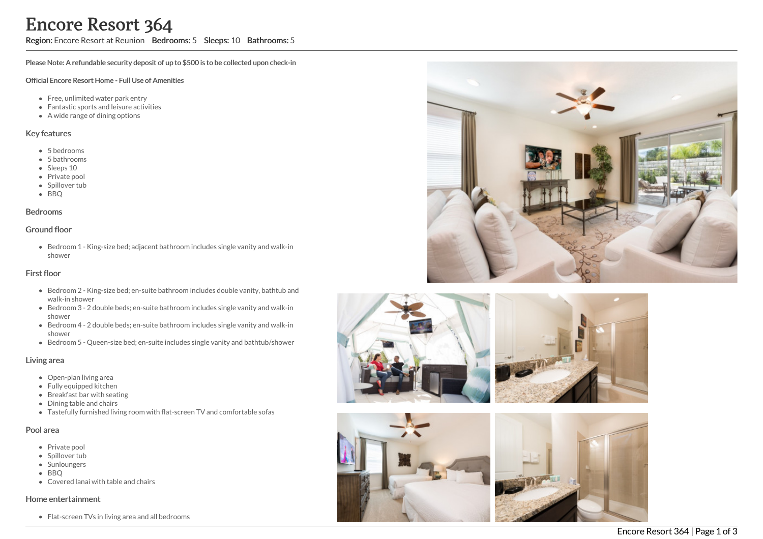# Encore Resort 364

**Region:** Encore Resort at Reunion **Bedrooms:** 5 **Sleeps:** 10 **Bathrooms:** 5

**Please Note: A refundable security deposit of up to $500 is to be collected upon check-in**

**Official Encore Resort Home - Full Use of Amenities**

- Free, unlimited water park entry
- Fantastic sports and leisure activities
- A wide range of dining options

## Key features

- 5 bedrooms
- 5 bathrooms
- Sleeps 10
- Private pool
- Spillover tub
- BBQ

## Bedrooms

## Ground floor

- Bedroom 1 - King-size bed; adjacent bathroom includes single vanity and walk-in shower

## First floor

- Bedroom 2 - King-size bed; en-suite bathroom includes double vanity, bathtub and walk-in shower
- Bedroom 3 - 2 double beds; en-suite bathroom includes single vanity and walk-in shower
- Bedroom 4 - 2 double beds; en-suite bathroom includes single vanity and walk-in shower
- Bedroom 5 - Queen-size bed; en-suite includes single vanity and bathtub/shower

## Living area

- Open-plan living area
- Fully equipped kitchen
- Breakfast bar with seating
- Dining table and chairs
- Tastefully furnished living room with flat-screen TV and comfortable sofas

## Pool area

- Private pool
- Spillover tub
- Sunloungers
- BBQ
- Covered lanai with table and chairs

## Home entertainment

- Flat-screen TVs in living area and all bedrooms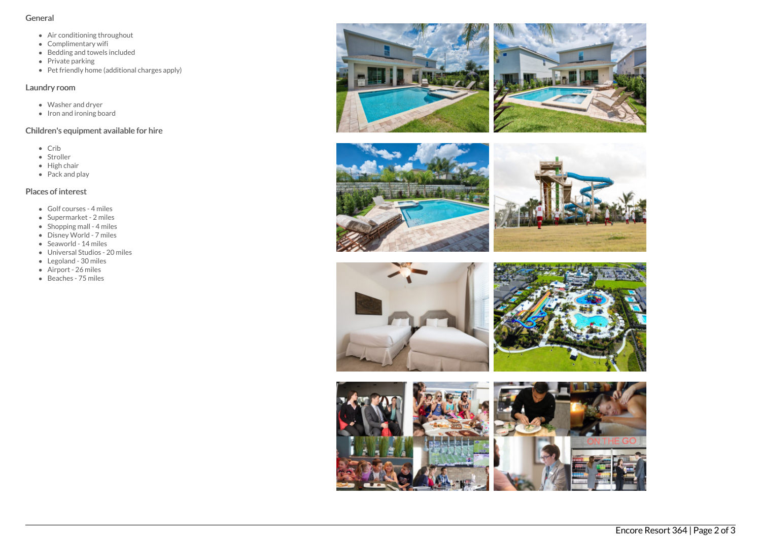## General

- Air conditioning throughout
- Complimentary wifi
- Bedding and towels included
- Private parking
- Pet friendly home (additional charges apply)

## Laundry room

- Washer and dryer
- Iron and ironing board

## Children's equipment available for hire

- Crib
- Stroller
- High chair
- Pack and play

## Places of interest

- Golf courses - 4 miles
- Supermarket - 2 miles
- Shopping mall - 4 miles
- Disney World - 7 miles
- Seaworld - 14 miles
- Universal Studios - 20 miles
- Legoland - 30 miles
- Airport - 26 miles
- Beaches - 75 miles